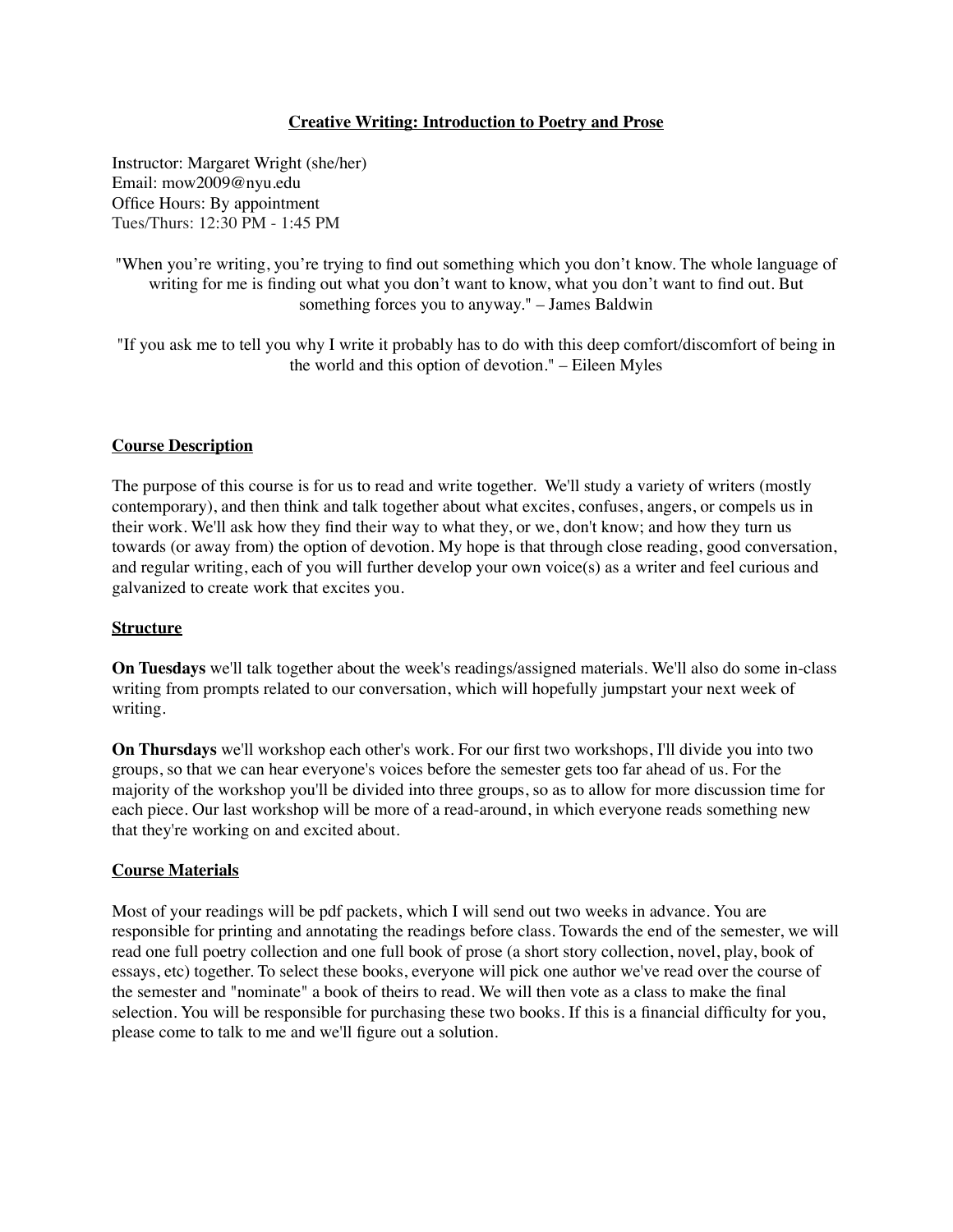# Creative Writing: Introduction to Poetry and Prose

Instructor: Margaret Wright (she/her)
Email: mow2009@nyu.edu
Office Hours: By appointment
Tues/Thurs: 12:30 PM - 1:45 PM

"When you're writing, you're trying to find out something which you don't know. The whole language of writing for me is finding out what you don't want to know, what you don't want to find out. But something forces you to anyway." – James Baldwin

"If you ask me to tell you why I write it probably has to do with this deep comfort/discomfort of being in the world and this option of devotion." – Eileen Myles

## Course Description

The purpose of this course is for us to read and write together. We'll study a variety of writers (mostly contemporary), and then think and talk together about what excites, confuses, angers, or compels us in their work. We'll ask how they find their way to what they, or we, don't know; and how they turn us towards (or away from) the option of devotion. My hope is that through close reading, good conversation, and regular writing, each of you will further develop your own voice(s) as a writer and feel curious and galvanized to create work that excites you.

## Structure

**On Tuesdays** we'll talk together about the week's readings/assigned materials. We'll also do some in-class writing from prompts related to our conversation, which will hopefully jumpstart your next week of writing.

**On Thursdays** we'll workshop each other's work. For our first two workshops, I'll divide you into two groups, so that we can hear everyone's voices before the semester gets too far ahead of us. For the majority of the workshop you'll be divided into three groups, so as to allow for more discussion time for each piece. Our last workshop will be more of a read-around, in which everyone reads something new that they're working on and excited about.

## Course Materials

Most of your readings will be pdf packets, which I will send out two weeks in advance. You are responsible for printing and annotating the readings before class. Towards the end of the semester, we will read one full poetry collection and one full book of prose (a short story collection, novel, play, book of essays, etc) together. To select these books, everyone will pick one author we've read over the course of the semester and "nominate" a book of theirs to read. We will then vote as a class to make the final selection. You will be responsible for purchasing these two books. If this is a financial difficulty for you, please come to talk to me and we'll figure out a solution.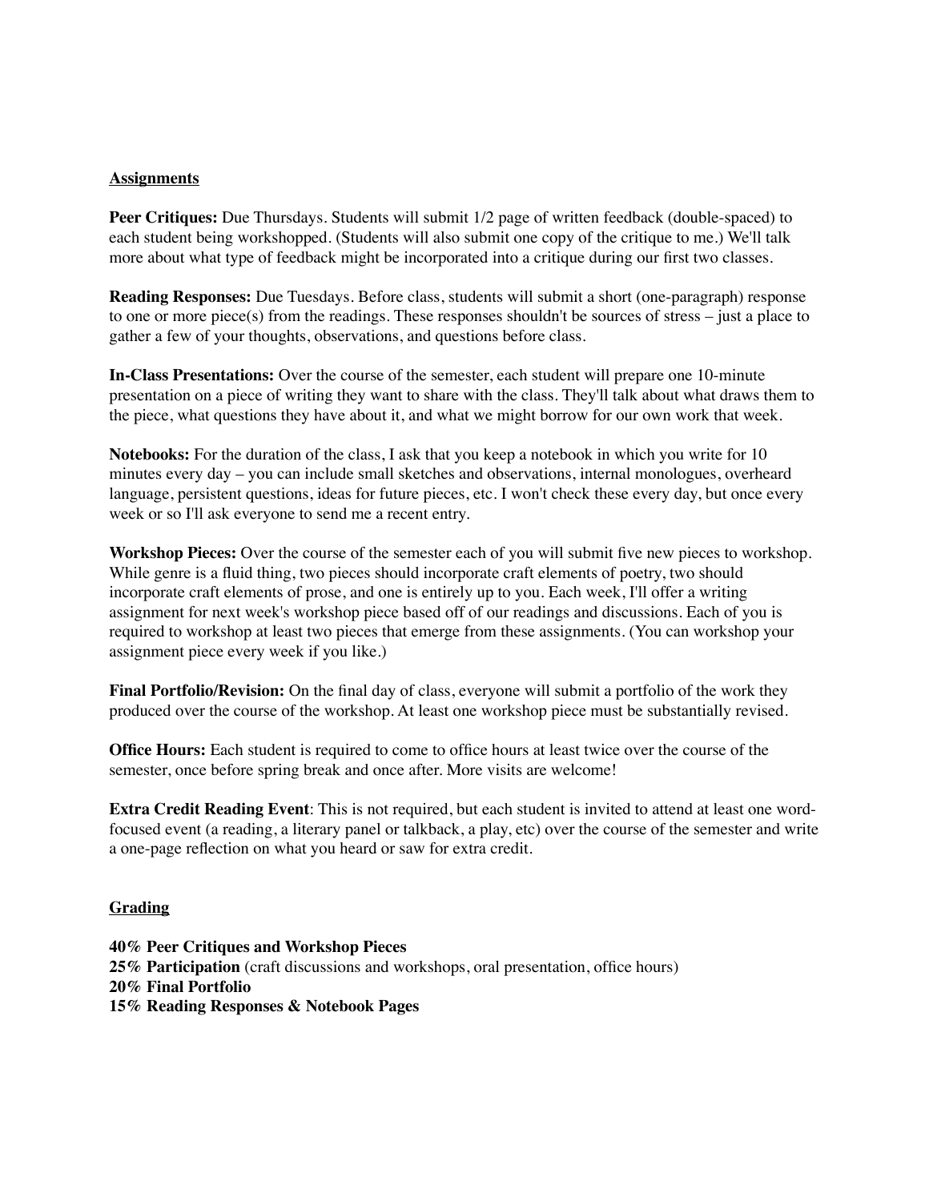## Assignments

**Peer Critiques:** Due Thursdays. Students will submit 1/2 page of written feedback (double-spaced) to each student being workshopped. (Students will also submit one copy of the critique to me.) We'll talk more about what type of feedback might be incorporated into a critique during our first two classes.

**Reading Responses:** Due Tuesdays. Before class, students will submit a short (one-paragraph) response to one or more piece(s) from the readings. These responses shouldn't be sources of stress – just a place to gather a few of your thoughts, observations, and questions before class.

**In-Class Presentations:** Over the course of the semester, each student will prepare one 10-minute presentation on a piece of writing they want to share with the class. They'll talk about what draws them to the piece, what questions they have about it, and what we might borrow for our own work that week.

**Notebooks:** For the duration of the class, I ask that you keep a notebook in which you write for 10 minutes every day – you can include small sketches and observations, internal monologues, overheard language, persistent questions, ideas for future pieces, etc. I won't check these every day, but once every week or so I'll ask everyone to send me a recent entry.

**Workshop Pieces:** Over the course of the semester each of you will submit five new pieces to workshop. While genre is a fluid thing, two pieces should incorporate craft elements of poetry, two should incorporate craft elements of prose, and one is entirely up to you. Each week, I'll offer a writing assignment for next week's workshop piece based off of our readings and discussions. Each of you is required to workshop at least two pieces that emerge from these assignments. (You can workshop your assignment piece every week if you like.)

**Final Portfolio/Revision:** On the final day of class, everyone will submit a portfolio of the work they produced over the course of the workshop. At least one workshop piece must be substantially revised.

**Office Hours:** Each student is required to come to office hours at least twice over the course of the semester, once before spring break and once after. More visits are welcome!

**Extra Credit Reading Event**: This is not required, but each student is invited to attend at least one word-focused event (a reading, a literary panel or talkback, a play, etc) over the course of the semester and write a one-page reflection on what you heard or saw for extra credit.

## Grading

**40% Peer Critiques and Workshop Pieces**
**25% Participation** (craft discussions and workshops, oral presentation, office hours)
**20% Final Portfolio**
**15% Reading Responses & Notebook Pages**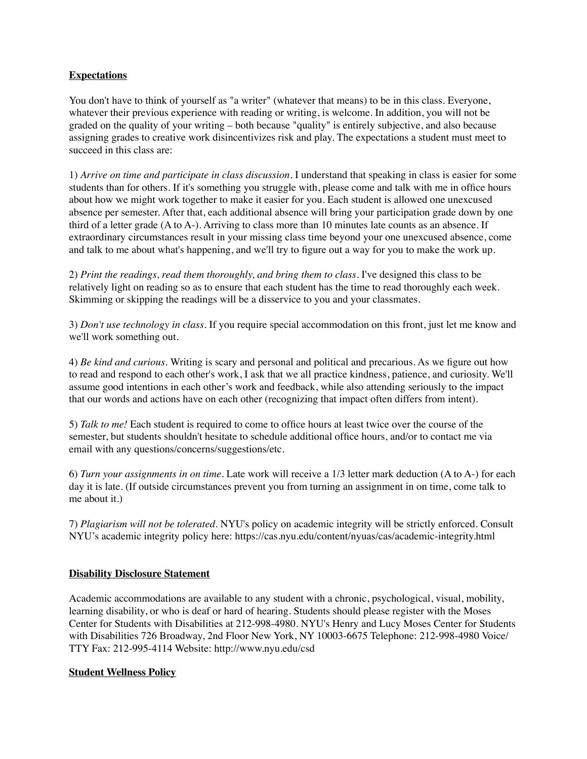## Expectations

You don't have to think of yourself as "a writer" (whatever that means) to be in this class. Everyone, whatever their previous experience with reading or writing, is welcome. In addition, you will not be graded on the quality of your writing – both because "quality" is entirely subjective, and also because assigning grades to creative work disincentivizes risk and play. The expectations a student must meet to succeed in this class are:

1) *Arrive on time and participate in class discussion.* I understand that speaking in class is easier for some students than for others. If it's something you struggle with, please come and talk with me in office hours about how we might work together to make it easier for you. Each student is allowed one unexcused absence per semester. After that, each additional absence will bring your participation grade down by one third of a letter grade (A to A-). Arriving to class more than 10 minutes late counts as an absence. If extraordinary circumstances result in your missing class time beyond your one unexcused absence, come and talk to me about what's happening, and we'll try to figure out a way for you to make the work up.

2) *Print the readings, read them thoroughly, and bring them to class.* I've designed this class to be relatively light on reading so as to ensure that each student has the time to read thoroughly each week. Skimming or skipping the readings will be a disservice to you and your classmates.

3) *Don't use technology in class.* If you require special accommodation on this front, just let me know and we'll work something out.

4) *Be kind and curious.* Writing is scary and personal and political and precarious. As we figure out how to read and respond to each other's work, I ask that we all practice kindness, patience, and curiosity. We'll assume good intentions in each other's work and feedback, while also attending seriously to the impact that our words and actions have on each other (recognizing that impact often differs from intent).

5) *Talk to me!* Each student is required to come to office hours at least twice over the course of the semester, but students shouldn't hesitate to schedule additional office hours, and/or to contact me via email with any questions/concerns/suggestions/etc.

6) *Turn your assignments in on time.* Late work will receive a 1/3 letter mark deduction (A to A-) for each day it is late. (If outside circumstances prevent you from turning an assignment in on time, come talk to me about it.)

7) *Plagiarism will not be tolerated.* NYU's policy on academic integrity will be strictly enforced. Consult NYU's academic integrity policy here: https://cas.nyu.edu/content/nyuas/cas/academic-integrity.html

## Disability Disclosure Statement

Academic accommodations are available to any student with a chronic, psychological, visual, mobility, learning disability, or who is deaf or hard of hearing. Students should please register with the Moses Center for Students with Disabilities at 212-998-4980. NYU's Henry and Lucy Moses Center for Students with Disabilities 726 Broadway, 2nd Floor New York, NY 10003-6675 Telephone: 212-998-4980 Voice/ TTY Fax: 212-995-4114 Website: http://www.nyu.edu/csd

## Student Wellness Policy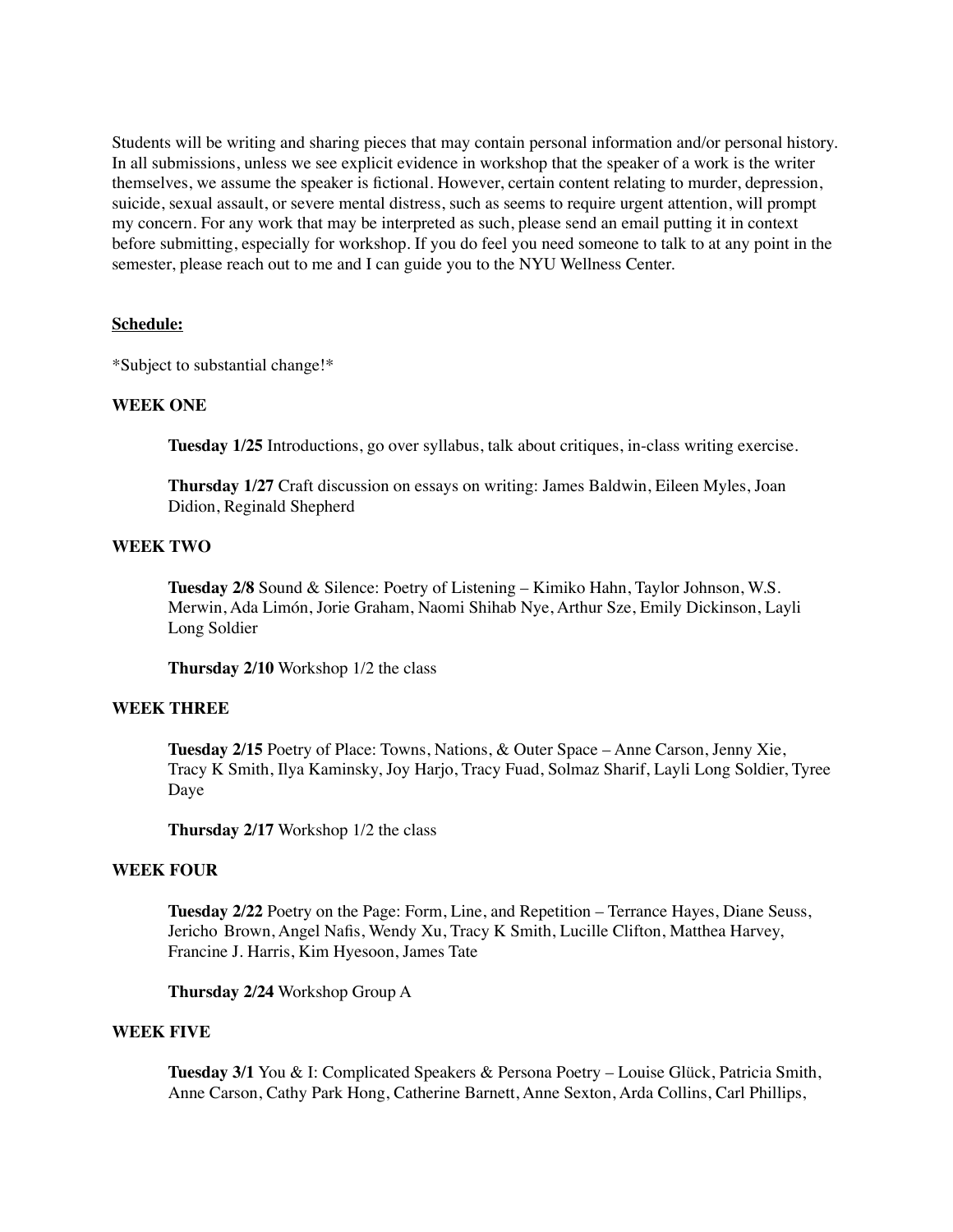Students will be writing and sharing pieces that may contain personal information and/or personal history. In all submissions, unless we see explicit evidence in workshop that the speaker of a work is the writer themselves, we assume the speaker is fictional. However, certain content relating to murder, depression, suicide, sexual assault, or severe mental distress, such as seems to require urgent attention, will prompt my concern. For any work that may be interpreted as such, please send an email putting it in context before submitting, especially for workshop. If you do feel you need someone to talk to at any point in the semester, please reach out to me and I can guide you to the NYU Wellness Center.

**Schedule:**

*Subject to substantial change!*

**WEEK ONE**

**Tuesday 1/25** Introductions, go over syllabus, talk about critiques, in-class writing exercise.

**Thursday 1/27** Craft discussion on essays on writing: James Baldwin, Eileen Myles, Joan Didion, Reginald Shepherd

**WEEK TWO**

**Tuesday 2/8** Sound & Silence: Poetry of Listening – Kimiko Hahn, Taylor Johnson, W.S. Merwin, Ada Limón, Jorie Graham, Naomi Shihab Nye, Arthur Sze, Emily Dickinson, Layli Long Soldier

**Thursday 2/10** Workshop 1/2 the class

**WEEK THREE**

**Tuesday 2/15** Poetry of Place: Towns, Nations, & Outer Space – Anne Carson, Jenny Xie, Tracy K Smith, Ilya Kaminsky, Joy Harjo, Tracy Fuad, Solmaz Sharif, Layli Long Soldier, Tyree Daye

**Thursday 2/17** Workshop 1/2 the class

**WEEK FOUR**

**Tuesday 2/22** Poetry on the Page: Form, Line, and Repetition – Terrance Hayes, Diane Seuss, Jericho Brown, Angel Nafis, Wendy Xu, Tracy K Smith, Lucille Clifton, Matthea Harvey, Francine J. Harris, Kim Hyesoon, James Tate

**Thursday 2/24** Workshop Group A

**WEEK FIVE**

**Tuesday 3/1** You & I: Complicated Speakers & Persona Poetry – Louise Glück, Patricia Smith, Anne Carson, Cathy Park Hong, Catherine Barnett, Anne Sexton, Arda Collins, Carl Phillips,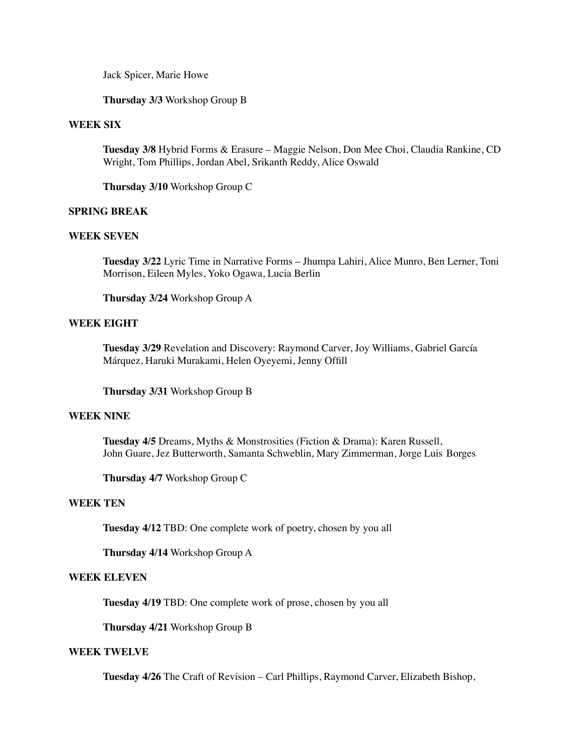Jack Spicer, Marie Howe

**Thursday 3/3** Workshop Group B

**WEEK SIX**

**Tuesday 3/8** Hybrid Forms & Erasure – Maggie Nelson, Don Mee Choi, Claudia Rankine, CD Wright, Tom Phillips, Jordan Abel, Srikanth Reddy, Alice Oswald

**Thursday 3/10** Workshop Group C

**SPRING BREAK**

**WEEK SEVEN**

**Tuesday 3/22** Lyric Time in Narrative Forms – Jhumpa Lahiri, Alice Munro, Ben Lerner, Toni Morrison, Eileen Myles, Yoko Ogawa, Lucia Berlin

**Thursday 3/24** Workshop Group A

**WEEK EIGHT**

**Tuesday 3/29** Revelation and Discovery: Raymond Carver, Joy Williams, Gabriel García Márquez, Haruki Murakami, Helen Oyeyemi, Jenny Offill

**Thursday 3/31** Workshop Group B

**WEEK NINE**

**Tuesday 4/5** Dreams, Myths & Monstrosities (Fiction & Drama): Karen Russell, John Guare, Jez Butterworth, Samanta Schweblin, Mary Zimmerman, Jorge Luis Borges

**Thursday 4/7** Workshop Group C

**WEEK TEN**

**Tuesday 4/12** TBD: One complete work of poetry, chosen by you all

**Thursday 4/14** Workshop Group A

**WEEK ELEVEN**

**Tuesday 4/19** TBD: One complete work of prose, chosen by you all

**Thursday 4/21** Workshop Group B

**WEEK TWELVE**

**Tuesday 4/26** The Craft of Revision – Carl Phillips, Raymond Carver, Elizabeth Bishop,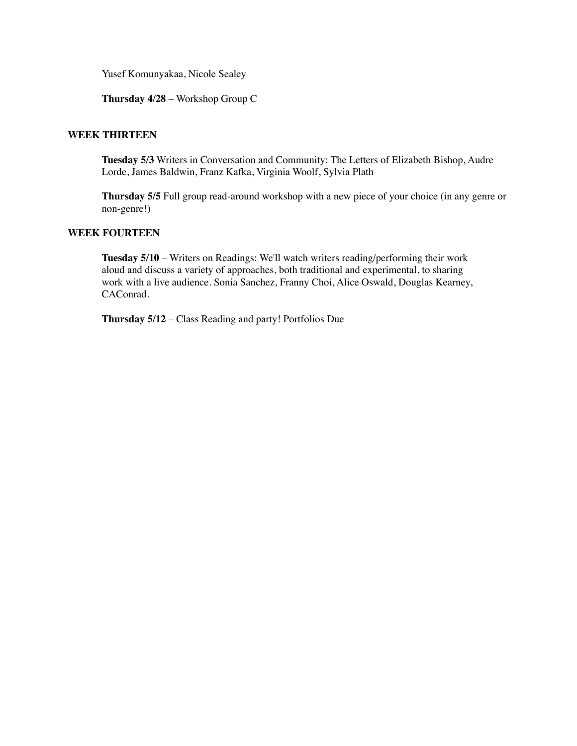Yusef Komunyakaa, Nicole Sealey

**Thursday 4/28** – Workshop Group C

### WEEK THIRTEEN

**Tuesday 5/3** Writers in Conversation and Community: The Letters of Elizabeth Bishop, Audre Lorde, James Baldwin, Franz Kafka, Virginia Woolf, Sylvia Plath

**Thursday 5/5** Full group read-around workshop with a new piece of your choice (in any genre or non-genre!)

### WEEK FOURTEEN

**Tuesday 5/10** – Writers on Readings: We'll watch writers reading/performing their work aloud and discuss a variety of approaches, both traditional and experimental, to sharing work with a live audience. Sonia Sanchez, Franny Choi, Alice Oswald, Douglas Kearney, CAConrad.

**Thursday 5/12** – Class Reading and party! Portfolios Due